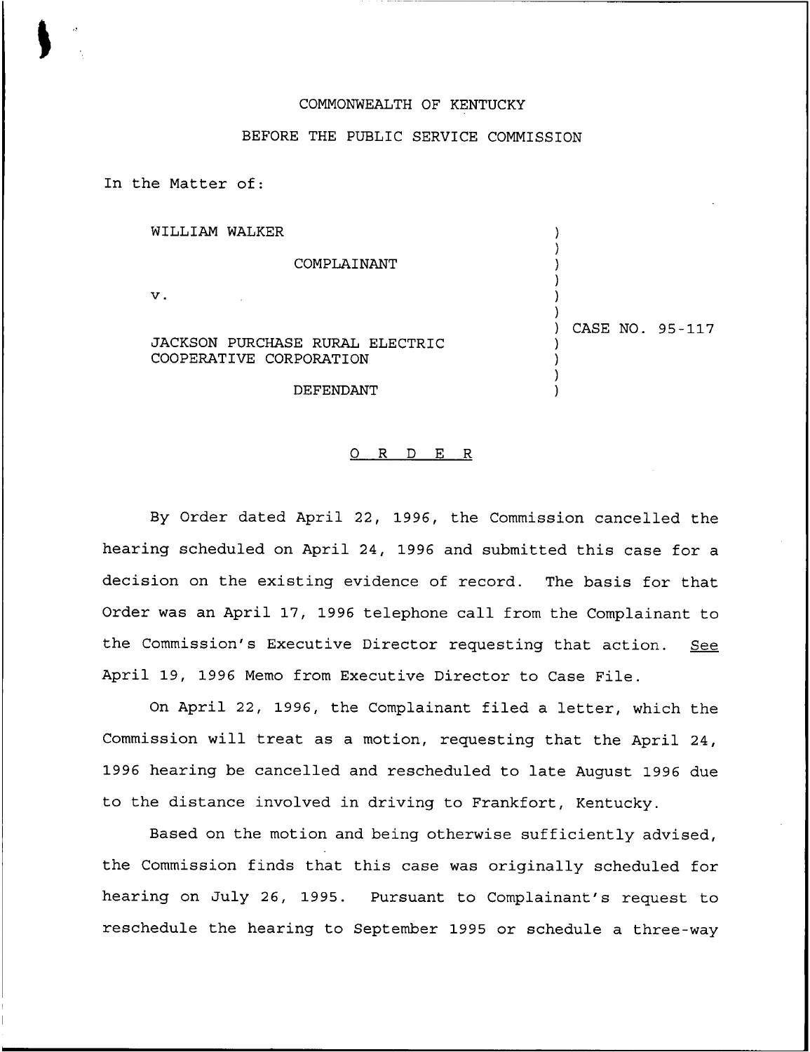COMMONWEALTH OF KENTUCKY

BEFORE THE PUBLIC SERVICE COMMISSION

In the Matter of:

WILLIAM WALKER

COMPLAINANT

v.

JACKSON PURCHASE RURAL ELECTRIC COOPERATIVE CORPORATION

DEFENDANT

CASE NO. 95-117

# O R D E R

By Order dated April 22, 1996, the Commission cancelled the hearing scheduled on April 24, 1996 and submitted this case for a decision on the existing evidence of record. The basis for that Order was an April 17, 1996 telephone call from the Complainant to the Commission's Executive Director requesting that action. *See* April 19, 1996 Memo from Executive Director to Case File.

On April 22, 1996, the Complainant filed a letter, which the Commission will treat as a motion, requesting that the April 24, 1996 hearing be cancelled and rescheduled to late August 1996 due to the distance involved in driving to Frankfort, Kentucky.

Based on the motion and being otherwise sufficiently advised, the Commission finds that this case was originally scheduled for hearing on July 26, 1995. Pursuant to Complainant's request to reschedule the hearing to September 1995 or schedule a three-way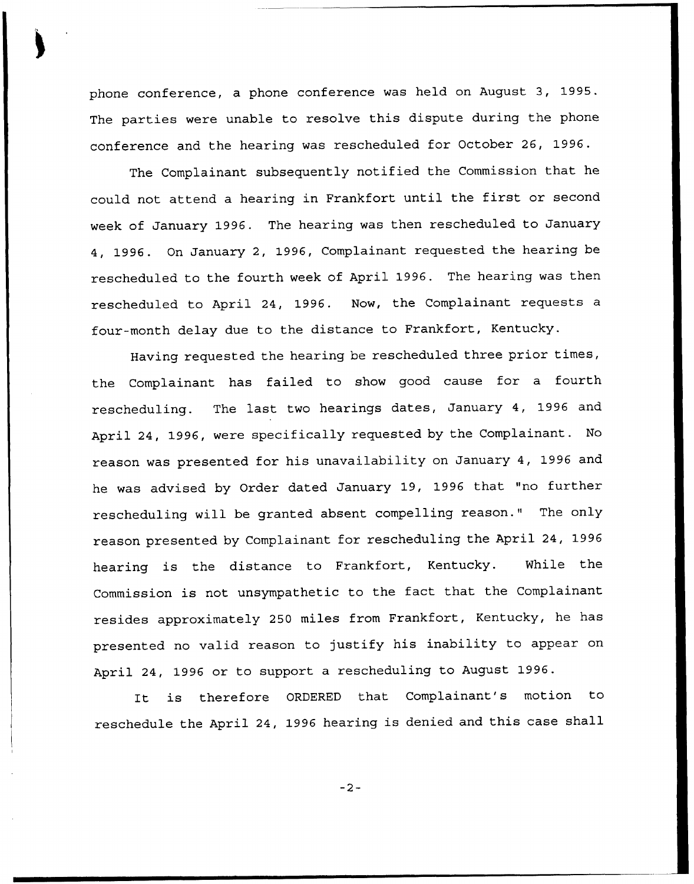phone conference, a phone conference was held on August 3, 1995. The parties were unable to resolve this dispute during the phone conference and the hearing was rescheduled for October 26, 1996.

The Complainant subsequently notified the Commission that he could not attend a hearing in Frankfort until the first or second week of January 1996. The hearing was then rescheduled to January 4, 1996. On January 2, 1996, Complainant requested the hearing be rescheduled to the fourth week of April 1996. The hearing was then rescheduled to April 24, 1996. Now, the Complainant requests a four-month delay due to the distance to Frankfort, Kentucky.

Having requested the hearing be rescheduled three prior times, the Complainant has failed to show good cause for a fourth rescheduling. The last two hearings dates, January 4, 1996 and April 24, 1996, were specifically requested by the Complainant. No reason was presented for his unavailability on January 4, 1996 and he was advised by Order dated January 19, 1996 that "no further rescheduling will be granted absent compelling reason." The only reason presented by Complainant for rescheduling the April 24, 1996 hearing is the distance to Frankfort, Kentucky. While the Commission is not unsympathetic to the fact that the Complainant resides approximately 250 miles from Frankfort, Kentucky, he has presented no valid reason to justify his inability to appear on April 24, 1996 or to support a rescheduling to August 1996.

It is therefore ORDERED that Complainant's motion to reschedule the April 24, 1996 hearing is denied and this case shall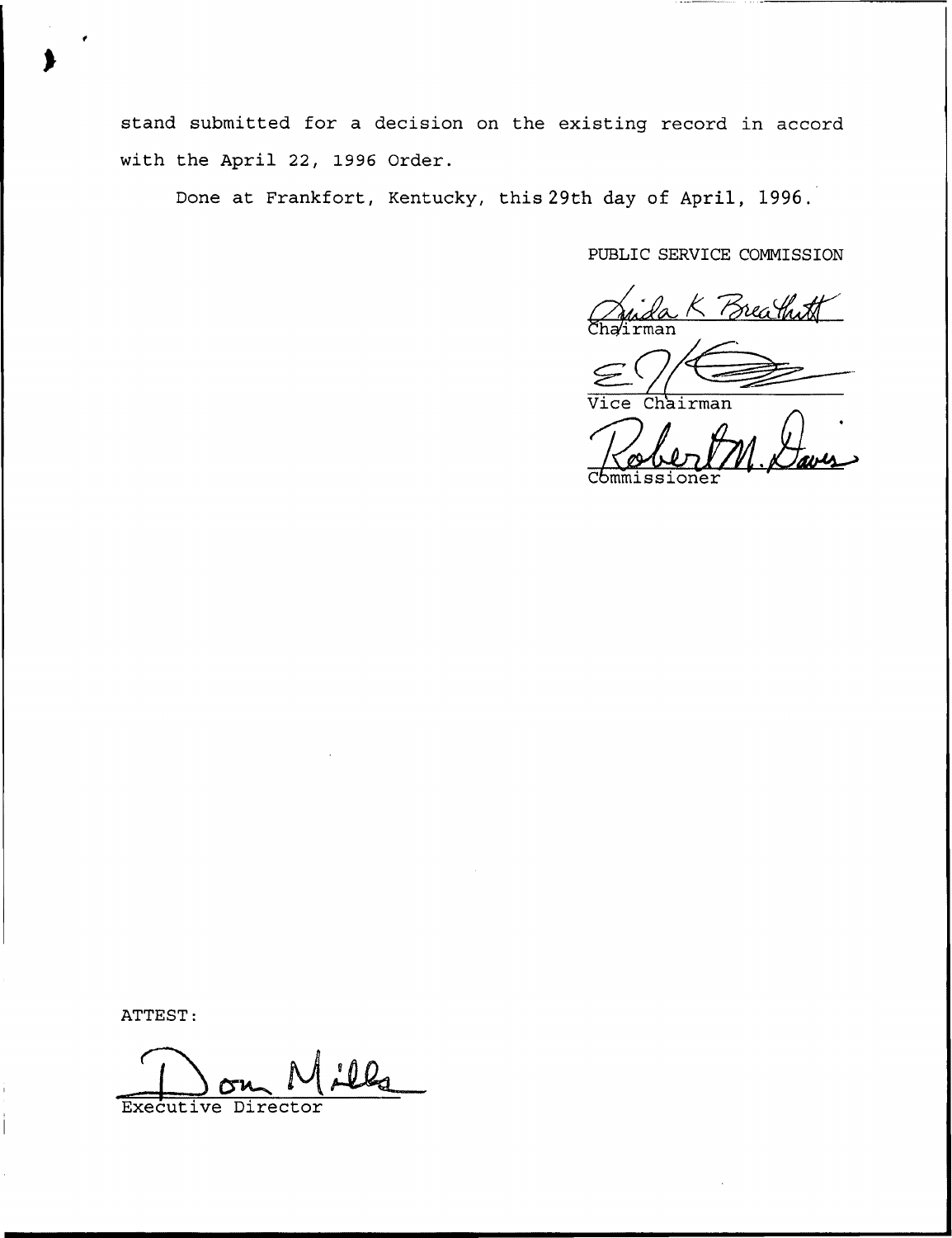stand submitted for a decision on the existing record in accord with the April 22, 1996 Order.

Done at Frankfort, Kentucky, this 29th day of April, 1996.

PUBLIC SERVICE COMMISSION

Linda K Breathitt
Chairman

Vice Chairman

Robert M. Davis
Commissioner

ATTEST:

Don Mills
Executive Director